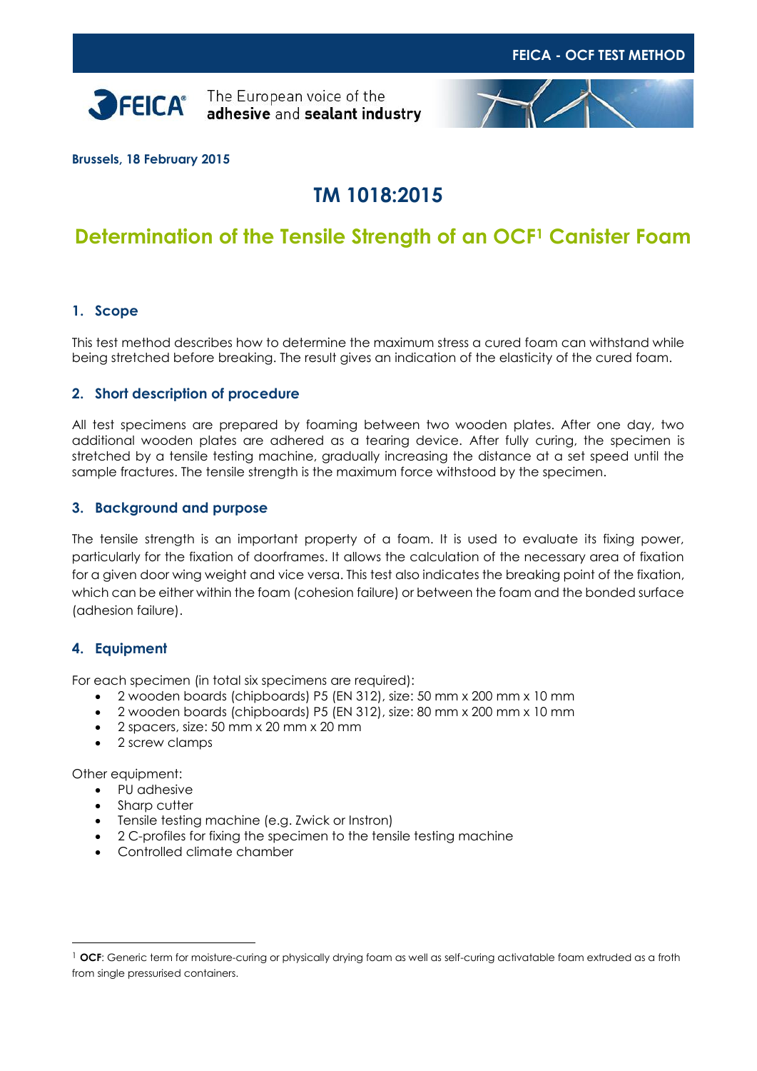Brussels, 18 February 2015

# TM 1018:2015

## Determination of the Tensile Strength of an OCF[1] Canister Foam

### 1. Scope

This test method describes how to determine the maximum stress a cured foam can withstand while being stretched before breaking. The result gives an indication of the elasticity of the cured foam.

### 2. Short description of procedure

All test specimens are prepared by foaming between two wooden plates. After one day, two additional wooden plates are adhered as a tearing device. After fully curing, the specimen is stretched by a tensile testing machine, gradually increasing the distance at a set speed until the sample fractures. The tensile strength is the maximum force withstood by the specimen.

### 3. Background and purpose

The tensile strength is an important property of a foam. It is used to evaluate its fixing power, particularly for the fixation of doorframes. It allows the calculation of the necessary area of fixation for a given door wing weight and vice versa. This test also indicates the breaking point of the fixation, which can be either within the foam (cohesion failure) or between the foam and the bonded surface (adhesion failure).

### 4. Equipment

For each specimen (in total six specimens are required):

- 2 wooden boards (chipboards) P5 (EN 312), size: 50 mm x 200 mm x 10 mm
- 2 wooden boards (chipboards) P5 (EN 312), size: 80 mm x 200 mm x 10 mm
- 2 spacers, size: 50 mm x 20 mm x 20 mm
- 2 screw clamps

Other equipment:

- PU adhesive
- Sharp cutter
- Tensile testing machine (e.g. Zwick or Instron)
- 2 C-profiles for fixing the specimen to the tensile testing machine
- Controlled climate chamber

---

[1] **OCF**: Generic term for moisture-curing or physically drying foam as well as self-curing activatable foam extruded as a froth from single pressurised containers.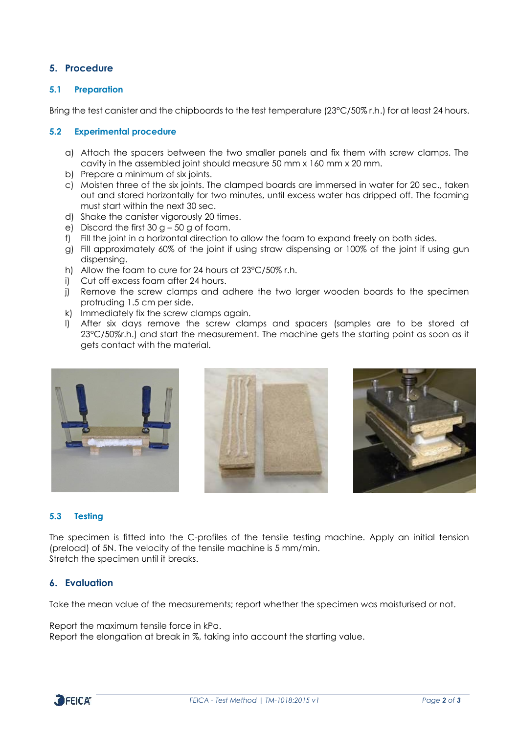## 5. Procedure

### 5.1 Preparation

Bring the test canister and the chipboards to the test temperature (23°C/50% r.h.) for at least 24 hours.

### 5.2 Experimental procedure

a) Attach the spacers between the two smaller panels and fix them with screw clamps. The cavity in the assembled joint should measure 50 mm x 160 mm x 20 mm.
b) Prepare a minimum of six joints.
c) Moisten three of the six joints. The clamped boards are immersed in water for 20 sec., taken out and stored horizontally for two minutes, until excess water has dripped off. The foaming must start within the next 30 sec.
d) Shake the canister vigorously 20 times.
e) Discard the first 30 g – 50 g of foam.
f) Fill the joint in a horizontal direction to allow the foam to expand freely on both sides.
g) Fill approximately 60% of the joint if using straw dispensing or 100% of the joint if using gun dispensing.
h) Allow the foam to cure for 24 hours at 23°C/50% r.h.
i) Cut off excess foam after 24 hours.
j) Remove the screw clamps and adhere the two larger wooden boards to the specimen protruding 1.5 cm per side.
k) Immediately fix the screw clamps again.
l) After six days remove the screw clamps and spacers (samples are to be stored at 23°C/50%r.h.) and start the measurement. The machine gets the starting point as soon as it gets contact with the material.

### 5.3 Testing

The specimen is fitted into the C-profiles of the tensile testing machine. Apply an initial tension (preload) of 5N. The velocity of the tensile machine is 5 mm/min.
Stretch the specimen until it breaks.

## 6. Evaluation

Take the mean value of the measurements; report whether the specimen was moisturised or not.

Report the maximum tensile force in kPa.
Report the elongation at break in %, taking into account the starting value.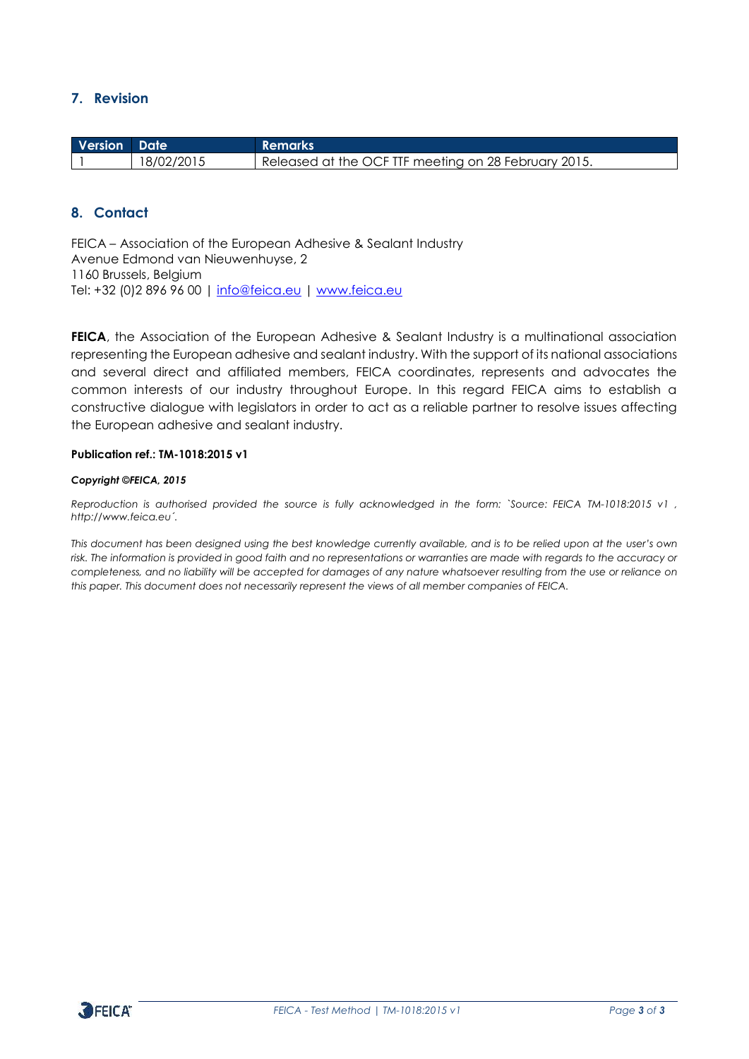## 7. Revision

| Version | Date | Remarks |
|---|---|---|
| 1 | 18/02/2015 | Released at the OCF TTF meeting on 28 February 2015. |

## 8. Contact

FEICA – Association of the European Adhesive & Sealant Industry
Avenue Edmond van Nieuwenhuyse, 2
1160 Brussels, Belgium
Tel: +32 (0)2 896 96 00 | info@feica.eu | www.feica.eu

**FEICA**, the Association of the European Adhesive & Sealant Industry is a multinational association representing the European adhesive and sealant industry. With the support of its national associations and several direct and affiliated members, FEICA coordinates, represents and advocates the common interests of our industry throughout Europe. In this regard FEICA aims to establish a constructive dialogue with legislators in order to act as a reliable partner to resolve issues affecting the European adhesive and sealant industry.

**Publication ref.: TM-1018:2015 v1**

***Copyright ©FEICA, 2015***

*Reproduction is authorised provided the source is fully acknowledged in the form: `Source: FEICA TM-1018:2015 v1 , http://www.feica.eu´.*

*This document has been designed using the best knowledge currently available, and is to be relied upon at the user's own risk. The information is provided in good faith and no representations or warranties are made with regards to the accuracy or completeness, and no liability will be accepted for damages of any nature whatsoever resulting from the use or reliance on this paper. This document does not necessarily represent the views of all member companies of FEICA.*